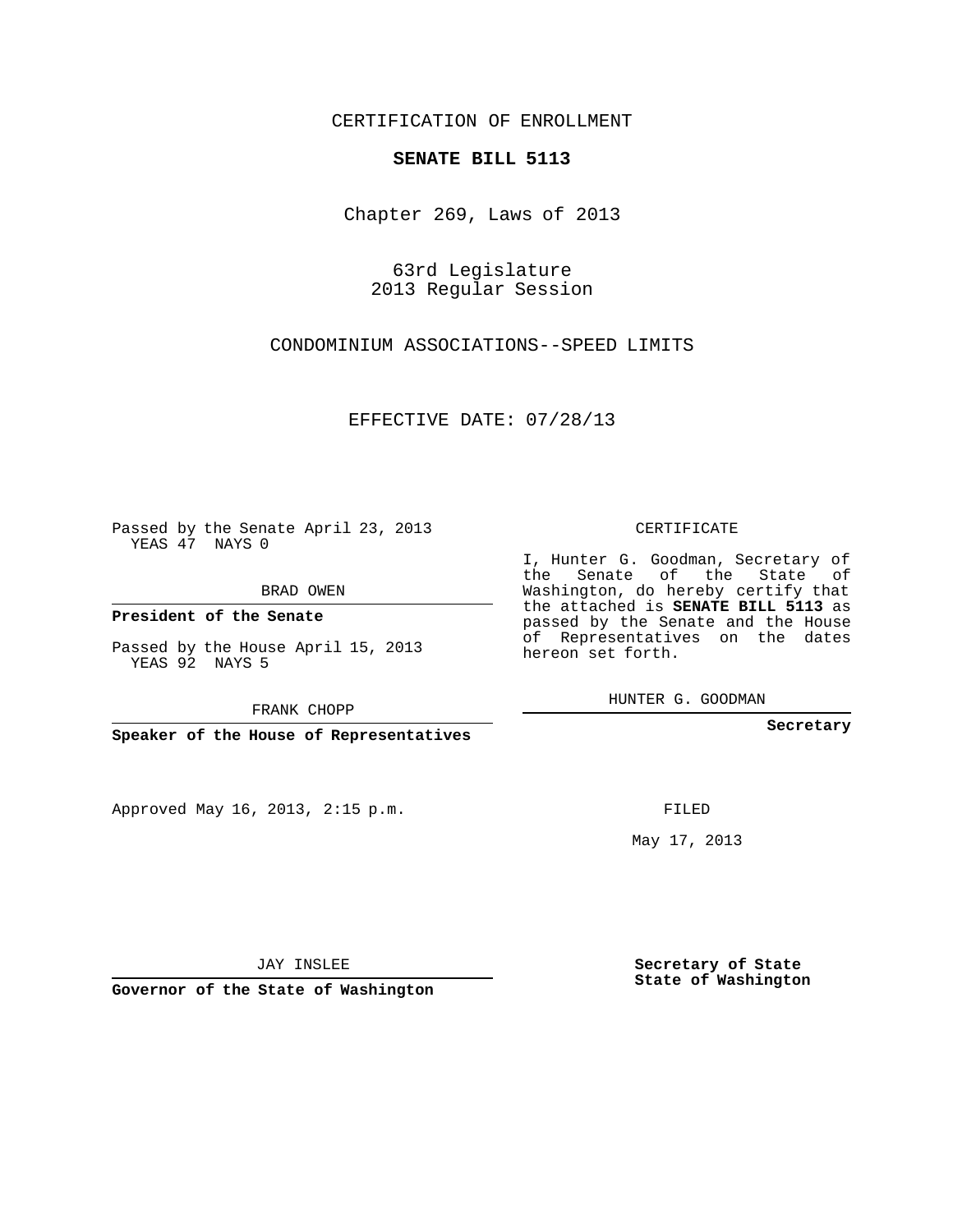CERTIFICATION OF ENROLLMENT

# SENATE BILL 5113

Chapter 269, Laws of 2013

63rd Legislature
2013 Regular Session

CONDOMINIUM ASSOCIATIONS--SPEED LIMITS

EFFECTIVE DATE: 07/28/13

Passed by the Senate April 23, 2013
YEAS 47 NAYS 0

BRAD OWEN

**President of the Senate**

Passed by the House April 15, 2013
YEAS 92 NAYS 5

FRANK CHOPP

**Speaker of the House of Representatives**

CERTIFICATE

I, Hunter G. Goodman, Secretary of the Senate of the State of Washington, do hereby certify that the attached is **SENATE BILL 5113** as passed by the Senate and the House of Representatives on the dates hereon set forth.

HUNTER G. GOODMAN

**Secretary**

Approved May 16, 2013, 2:15 p.m.

FILED

May 17, 2013

JAY INSLEE

**Governor of the State of Washington**

**Secretary of State**
**State of Washington**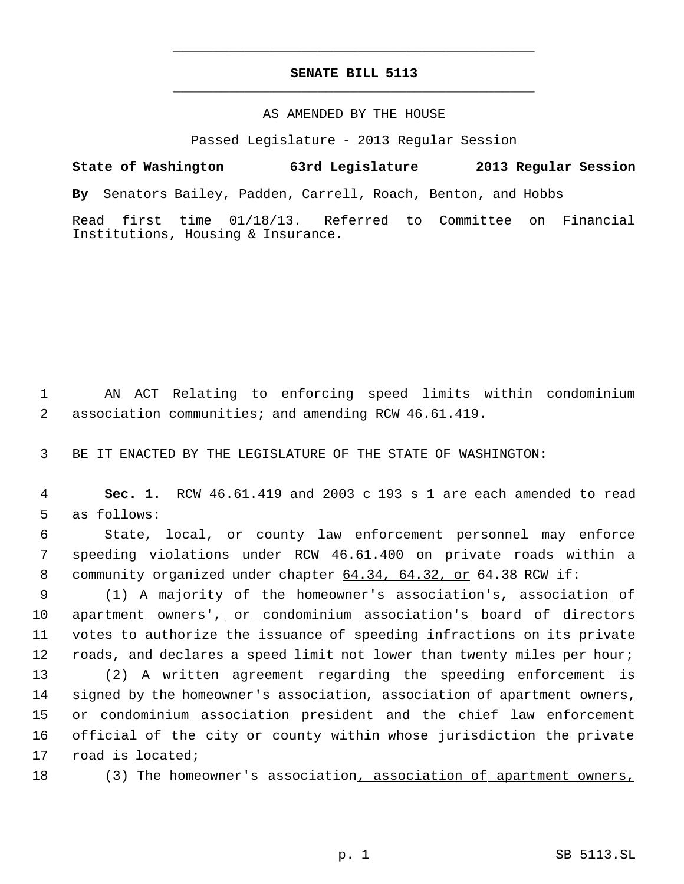# SENATE BILL 5113

AS AMENDED BY THE HOUSE

Passed Legislature - 2013 Regular Session

**State of Washington 63rd Legislature 2013 Regular Session**

**By** Senators Bailey, Padden, Carrell, Roach, Benton, and Hobbs

Read first time 01/18/13. Referred to Committee on Financial Institutions, Housing & Insurance.

AN ACT Relating to enforcing speed limits within condominium association communities; and amending RCW 46.61.419.

BE IT ENACTED BY THE LEGISLATURE OF THE STATE OF WASHINGTON:

**Sec. 1.** RCW 46.61.419 and 2003 c 193 s 1 are each amended to read as follows:

State, local, or county law enforcement personnel may enforce speeding violations under RCW 46.61.400 on private roads within a community organized under chapter <u>64.34, 64.32, or</u> 64.38 RCW if:

(1) A majority of the homeowner's association's<u>, association of apartment owners', or condominium association's</u> board of directors votes to authorize the issuance of speeding infractions on its private roads, and declares a speed limit not lower than twenty miles per hour;

(2) A written agreement regarding the speeding enforcement is signed by the homeowner's association<u>, association of apartment owners, or condominium association</u> president and the chief law enforcement official of the city or county within whose jurisdiction the private road is located;

(3) The homeowner's association<u>, association of apartment owners,</u>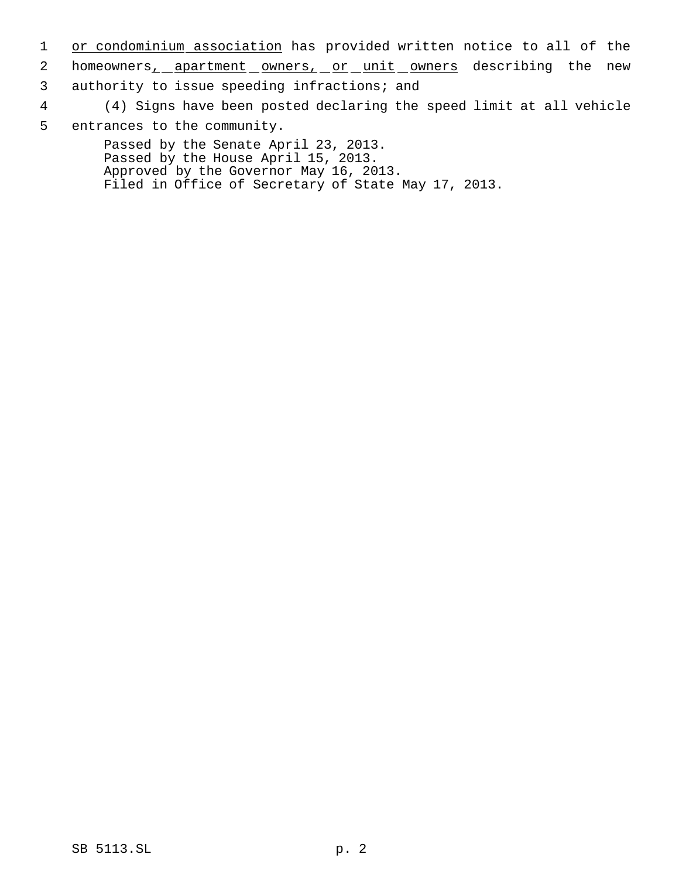or condominium association has provided written notice to all of the homeowners, apartment owners, or unit owners describing the new authority to issue speeding infractions; and

(4) Signs have been posted declaring the speed limit at all vehicle entrances to the community.

Passed by the Senate April 23, 2013.
Passed by the House April 15, 2013.
Approved by the Governor May 16, 2013.
Filed in Office of Secretary of State May 17, 2013.